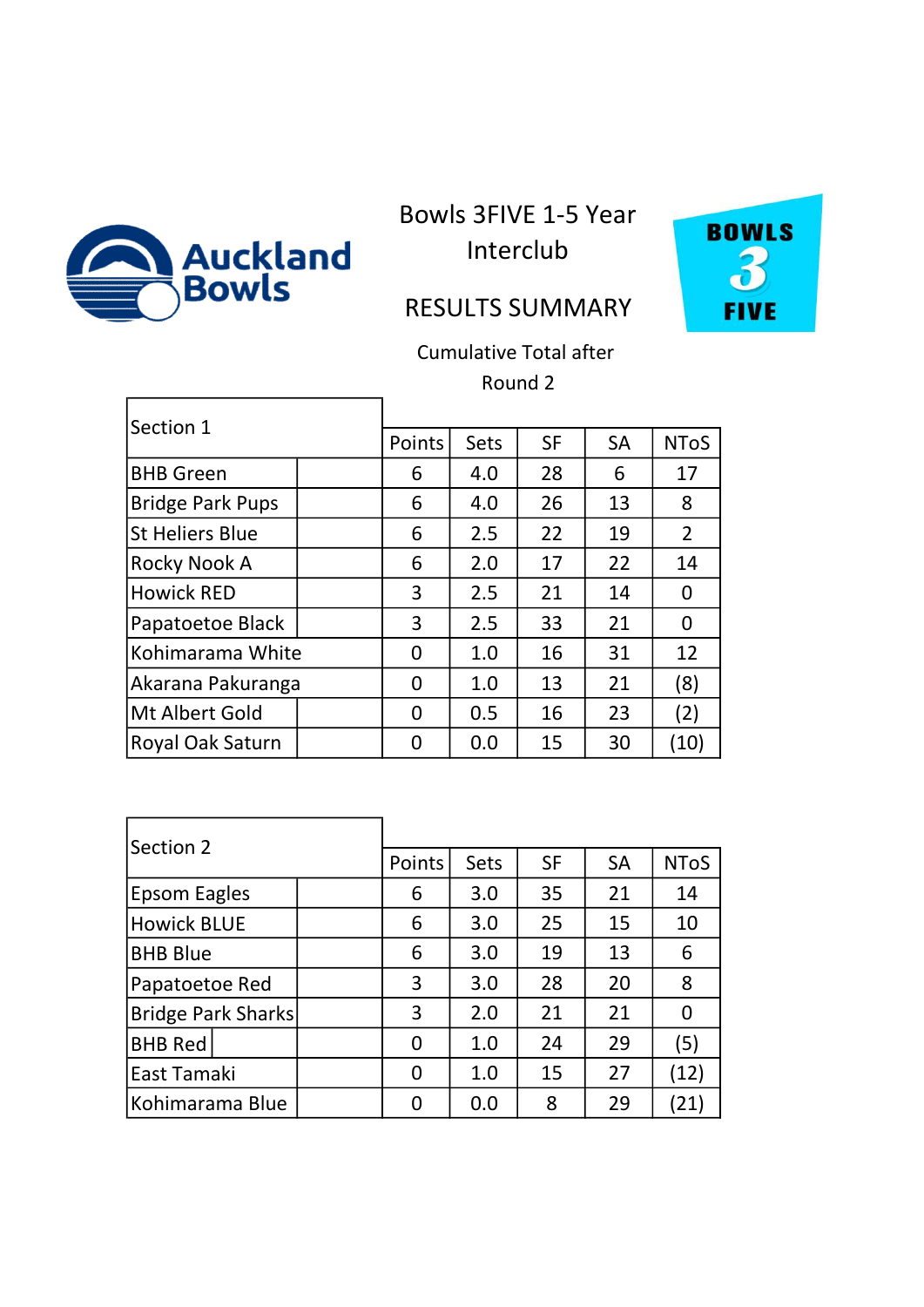Auckland Bowls

# Bowls 3FIVE 1-5 Year Interclub

## RESULTS SUMMARY

BOWLS 3 FIVE

Cumulative Total after Round 2

| Section 1 | Points | Sets | SF | SA | NToS |
|---|---|---|---|---|---|
| BHB Green | 6 | 4.0 | 28 | 6 | 17 |
| Bridge Park Pups | 6 | 4.0 | 26 | 13 | 8 |
| St Heliers Blue | 6 | 2.5 | 22 | 19 | 2 |
| Rocky Nook A | 6 | 2.0 | 17 | 22 | 14 |
| Howick RED | 3 | 2.5 | 21 | 14 | 0 |
| Papatoetoe Black | 3 | 2.5 | 33 | 21 | 0 |
| Kohimarama White | 0 | 1.0 | 16 | 31 | 12 |
| Akarana Pakuranga | 0 | 1.0 | 13 | 21 | (8) |
| Mt Albert Gold | 0 | 0.5 | 16 | 23 | (2) |
| Royal Oak Saturn | 0 | 0.0 | 15 | 30 | (10) |

| Section 2 | Points | Sets | SF | SA | NToS |
|---|---|---|---|---|---|
| Epsom Eagles | 6 | 3.0 | 35 | 21 | 14 |
| Howick BLUE | 6 | 3.0 | 25 | 15 | 10 |
| BHB Blue | 6 | 3.0 | 19 | 13 | 6 |
| Papatoetoe Red | 3 | 3.0 | 28 | 20 | 8 |
| Bridge Park Sharks | 3 | 2.0 | 21 | 21 | 0 |
| BHB Red | 0 | 1.0 | 24 | 29 | (5) |
| East Tamaki | 0 | 1.0 | 15 | 27 | (12) |
| Kohimarama Blue | 0 | 0.0 | 8 | 29 | (21) |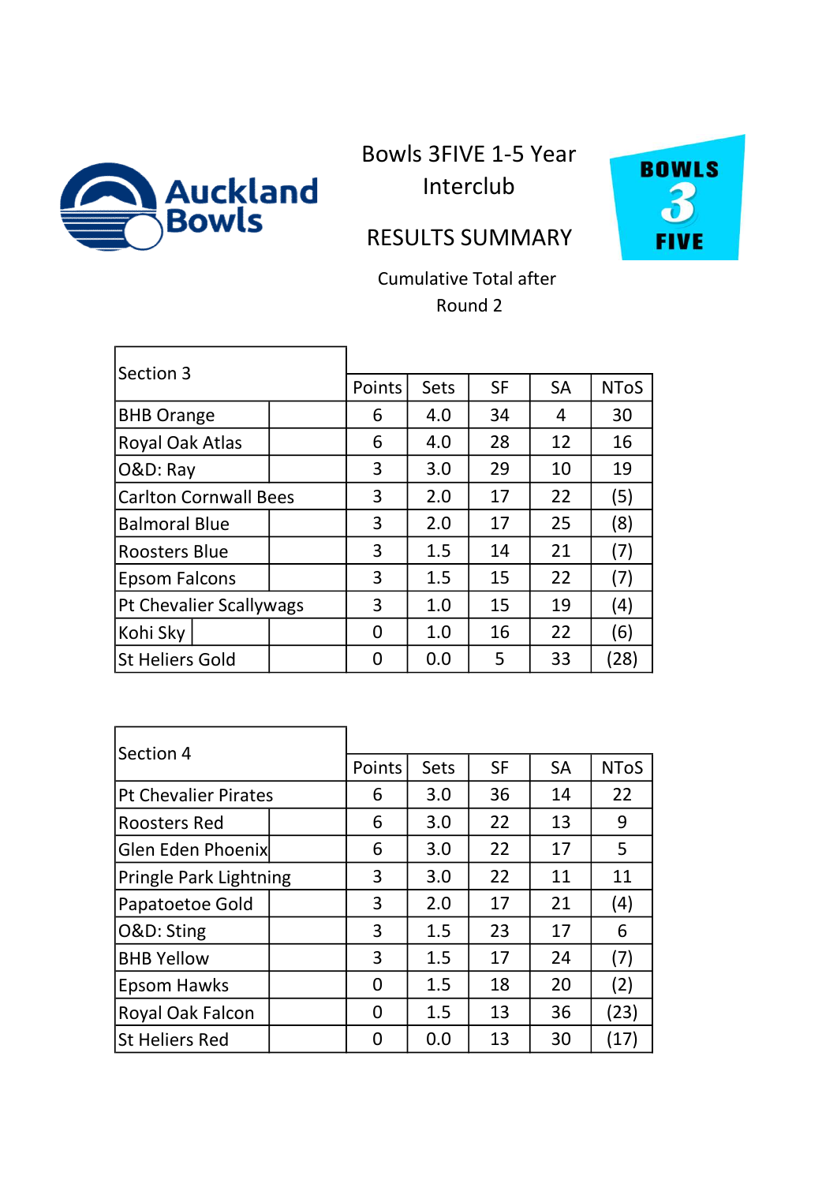Auckland Bowls

# Bowls 3FIVE 1-5 Year Interclub

## RESULTS SUMMARY

BOWLS 3 FIVE

Cumulative Total after Round 2

| Section 3 | Points | Sets | SF | SA | NToS |
|---|---|---|---|---|---|
| BHB Orange | 6 | 4.0 | 34 | 4 | 30 |
| Royal Oak Atlas | 6 | 4.0 | 28 | 12 | 16 |
| O&D: Ray | 3 | 3.0 | 29 | 10 | 19 |
| Carlton Cornwall Bees | 3 | 2.0 | 17 | 22 | (5) |
| Balmoral Blue | 3 | 2.0 | 17 | 25 | (8) |
| Roosters Blue | 3 | 1.5 | 14 | 21 | (7) |
| Epsom Falcons | 3 | 1.5 | 15 | 22 | (7) |
| Pt Chevalier Scallywags | 3 | 1.0 | 15 | 19 | (4) |
| Kohi Sky | 0 | 1.0 | 16 | 22 | (6) |
| St Heliers Gold | 0 | 0.0 | 5 | 33 | (28) |

| Section 4 | Points | Sets | SF | SA | NToS |
|---|---|---|---|---|---|
| Pt Chevalier Pirates | 6 | 3.0 | 36 | 14 | 22 |
| Roosters Red | 6 | 3.0 | 22 | 13 | 9 |
| Glen Eden Phoenix | 6 | 3.0 | 22 | 17 | 5 |
| Pringle Park Lightning | 3 | 3.0 | 22 | 11 | 11 |
| Papatoetoe Gold | 3 | 2.0 | 17 | 21 | (4) |
| O&D: Sting | 3 | 1.5 | 23 | 17 | 6 |
| BHB Yellow | 3 | 1.5 | 17 | 24 | (7) |
| Epsom Hawks | 0 | 1.5 | 18 | 20 | (2) |
| Royal Oak Falcon | 0 | 1.5 | 13 | 36 | (23) |
| St Heliers Red | 0 | 0.0 | 13 | 30 | (17) |